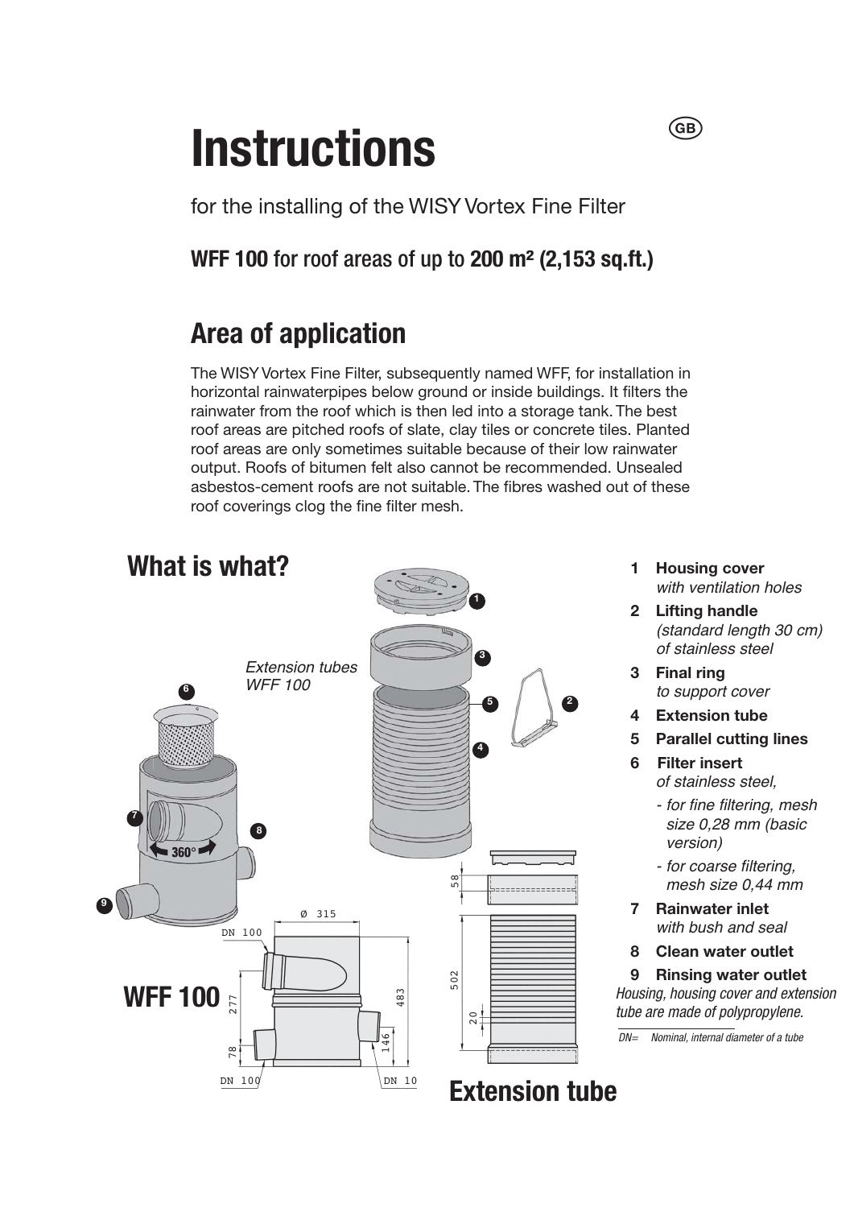# Instructions

for the installing of the WISY Vortex Fine Filter

**WFF 100** for roof areas of up to **200 m² (2,153 sq.ft.)**

## Area of application

The WISY Vortex Fine Filter, subsequently named WFF, for installation in horizontal rainwaterpipes below ground or inside buildings. It filters the rainwater from the roof which is then led into a storage tank. The best roof areas are pitched roofs of slate, clay tiles or concrete tiles. Planted roof areas are only sometimes suitable because of their low rainwater output. Roofs of bitumen felt also cannot be recommended. Unsealed asbestos-cement roofs are not suitable. The fibres washed out of these roof coverings clog the fine filter mesh.

## What is what?

*Extension tubes WFF 100*

1. **Housing cover** *with ventilation holes*
2. **Lifting handle** *(standard length 30 cm) of stainless steel*
3. **Final ring** *to support cover*
4. **Extension tube**
5. **Parallel cutting lines**
6. **Filter insert** *of stainless steel,*
   - *for fine filtering, mesh size 0,28 mm (basic version)*
   - *for coarse filtering, mesh size 0,44 mm*
7. **Rainwater inlet** *with bush and seal*
8. **Clean water outlet**
9. **Rinsing water outlet**

*Housing, housing cover and extension tube are made of polypropylene.*

*DN= Nominal, internal diameter of a tube*

**WFF 100**

360°

Ø 315, DN 100, 277, 78, DN 100, 483, 146, DN 10

**Extension tube**

58, 502, 20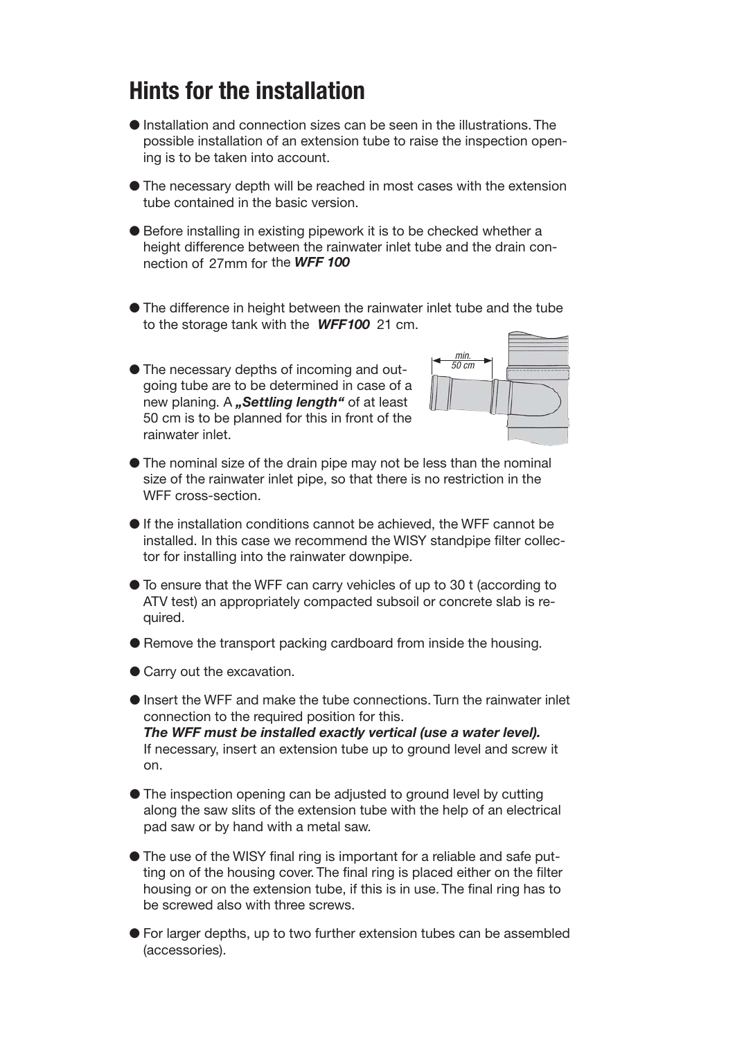# Hints for the installation

- Installation and connection sizes can be seen in the illustrations. The possible installation of an extension tube to raise the inspection opening is to be taken into account.
- The necessary depth will be reached in most cases with the extension tube contained in the basic version.
- Before installing in existing pipework it is to be checked whether a height difference between the rainwater inlet tube and the drain connection of 27mm for the ***WFF 100***
- The difference in height between the rainwater inlet tube and the tube to the storage tank with the ***WFF100*** 21 cm.
- The necessary depths of incoming and outgoing tube are to be determined in case of a new planing. A ***„Settling length“*** of at least 50 cm is to be planned for this in front of the rainwater inlet.

*min. 50 cm*

- The nominal size of the drain pipe may not be less than the nominal size of the rainwater inlet pipe, so that there is no restriction in the WFF cross-section.
- If the installation conditions cannot be achieved, the WFF cannot be installed. In this case we recommend the WISY standpipe filter collector for installing into the rainwater downpipe.
- To ensure that the WFF can carry vehicles of up to 30 t (according to ATV test) an appropriately compacted subsoil or concrete slab is required.
- Remove the transport packing cardboard from inside the housing.
- Carry out the excavation.
- Insert the WFF and make the tube connections. Turn the rainwater inlet connection to the required position for this.
  ***The WFF must be installed exactly vertical (use a water level).***
  If necessary, insert an extension tube up to ground level and screw it on.
- The inspection opening can be adjusted to ground level by cutting along the saw slits of the extension tube with the help of an electrical pad saw or by hand with a metal saw.
- The use of the WISY final ring is important for a reliable and safe putting on of the housing cover. The final ring is placed either on the filter housing or on the extension tube, if this is in use. The final ring has to be screwed also with three screws.
- For larger depths, up to two further extension tubes can be assembled (accessories).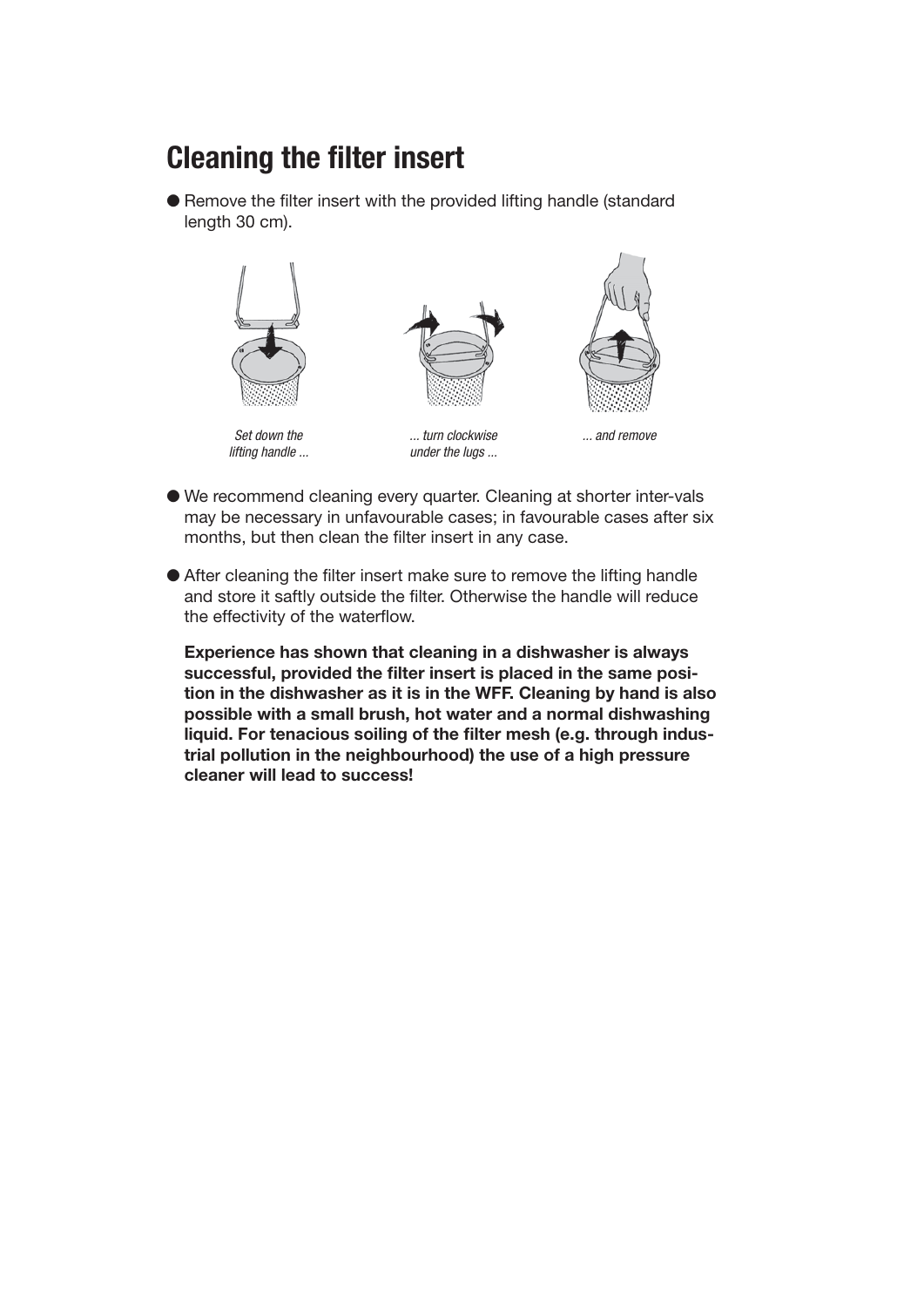## Cleaning the filter insert

- Remove the filter insert with the provided lifting handle (standard length 30 cm).

*Set down the lifting handle ...*

*... turn clockwise under the lugs ...*

*... and remove*

- We recommend cleaning every quarter. Cleaning at shorter inter-vals may be necessary in unfavourable cases; in favourable cases after six months, but then clean the filter insert in any case.

- After cleaning the filter insert make sure to remove the lifting handle and store it saftly outside the filter. Otherwise the handle will reduce the effectivity of the waterflow.

**Experience has shown that cleaning in a dishwasher is always successful, provided the filter insert is placed in the same position in the dishwasher as it is in the WFF. Cleaning by hand is also possible with a small brush, hot water and a normal dishwashing liquid. For tenacious soiling of the filter mesh (e.g. through industrial pollution in the neighbourhood) the use of a high pressure cleaner will lead to success!**